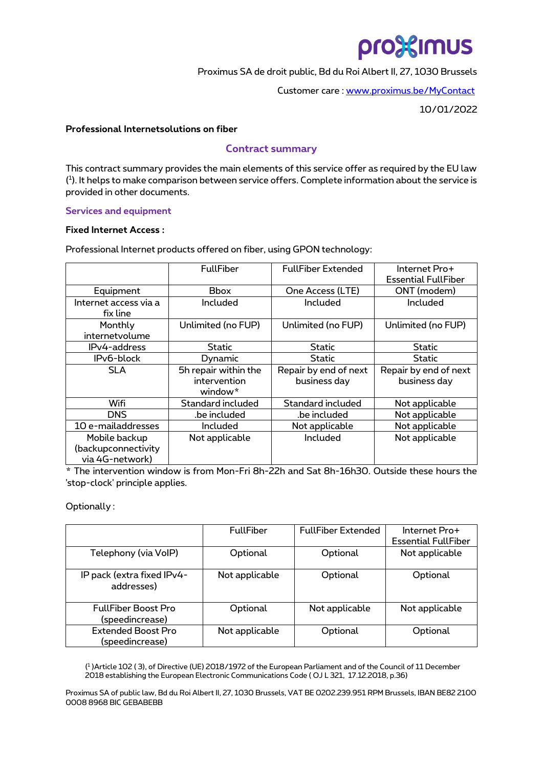proximus

Proximus SA de droit public, Bd du Roi Albert II, 27, 1030 Brussels

Customer care : www.proximus.be/MyContact

10/01/2022

**Professional Internetsolutions on fiber**

## Contract summary

This contract summary provides the main elements of this service offer as required by the EU law ([1]). It helps to make comparison between service offers. Complete information about the service is provided in other documents.

### Services and equipment

**Fixed Internet Access :**

Professional Internet products offered on fiber, using GPON technology:

| | FullFiber | FullFiber Extended | Internet Pro+ Essential FullFiber |
|---|---|---|---|
| Equipment | Bbox | One Access (LTE) | ONT (modem) |
| Internet access via a fix line | Included | Included | Included |
| Monthly internetvolume | Unlimited (no FUP) | Unlimited (no FUP) | Unlimited (no FUP) |
| IPv4-address | Static | Static | Static |
| IPv6-block | Dynamic | Static | Static |
| SLA | 5h repair within the intervention window* | Repair by end of next business day | Repair by end of next business day |
| Wifi | Standard included | Standard included | Not applicable |
| DNS | .be included | .be included | Not applicable |
| 10 e-mailaddresses | Included | Not applicable | Not applicable |
| Mobile backup (backupconnectivity via 4G-network) | Not applicable | Included | Not applicable |

* The intervention window is from Mon-Fri 8h-22h and Sat 8h-16h30. Outside these hours the 'stop-clock' principle applies.

Optionally :

| | FullFiber | FullFiber Extended | Internet Pro+ Essential FullFiber |
|---|---|---|---|
| Telephony (via VoIP) | Optional | Optional | Not applicable |
| IP pack (extra fixed IPv4-addresses) | Not applicable | Optional | Optional |
| FullFiber Boost Pro (speedincrease) | Optional | Not applicable | Not applicable |
| Extended Boost Pro (speedincrease) | Not applicable | Optional | Optional |

([1])Article 102 ( 3), of Directive (UE) 2018/1972 of the European Parliament and of the Council of 11 December 2018 establishing the European Electronic Communications Code ( OJ L 321, 17.12.2018, p.36)

Proximus SA of public law, Bd du Roi Albert II, 27, 1030 Brussels, VAT BE 0202.239.951 RPM Brussels, IBAN BE82 2100 0008 8968 BIC GEBABEBB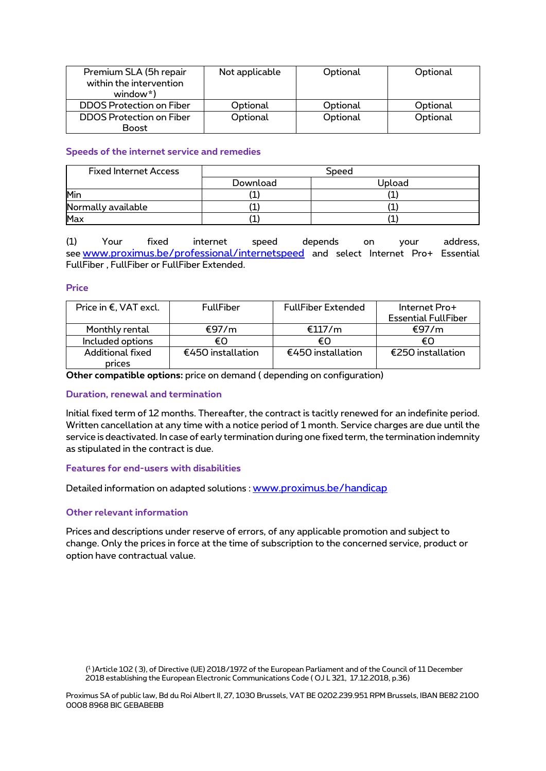| | | | |
|---|---|---|---|
| Premium SLA (5h repair within the intervention window*) | Not applicable | Optional | Optional |
| DDOS Protection on Fiber | Optional | Optional | Optional |
| DDOS Protection on Fiber Boost | Optional | Optional | Optional |

### Speeds of the internet service and remedies

| Fixed Internet Access | Speed | |
|---|---|---|
| | Download | Upload |
| Min | (1) | (1) |
| Normally available | (1) | (1) |
| Max | (1) | (1) |

(1) Your fixed internet speed depends on your address, see www.proximus.be/professional/internetspeed and select Internet Pro+ Essential FullFiber , FullFiber or FullFiber Extended.

### Price

| Price in €, VAT excl. | FullFiber | FullFiber Extended | Internet Pro+ Essential FullFiber |
|---|---|---|---|
| Monthly rental | €97/m | €117/m | €97/m |
| Included options | €0 | €0 | €0 |
| Additional fixed prices | €450 installation | €450 installation | €250 installation |

**Other compatible options:** price on demand ( depending on configuration)

### Duration, renewal and termination

Initial fixed term of 12 months. Thereafter, the contract is tacitly renewed for an indefinite period. Written cancellation at any time with a notice period of 1 month. Service charges are due until the service is deactivated. In case of early termination during one fixed term, the termination indemnity as stipulated in the contract is due.

### Features for end-users with disabilities

Detailed information on adapted solutions : www.proximus.be/handicap

### Other relevant information

Prices and descriptions under reserve of errors, of any applicable promotion and subject to change. Only the prices in force at the time of subscription to the concerned service, product or option have contractual value.

[1] )Article 102 ( 3), of Directive (UE) 2018/1972 of the European Parliament and of the Council of 11 December 2018 establishing the European Electronic Communications Code ( OJ L 321, 17.12.2018, p.36)

Proximus SA of public law, Bd du Roi Albert II, 27, 1030 Brussels, VAT BE 0202.239.951 RPM Brussels, IBAN BE82 2100 0008 8968 BIC GEBABEBB